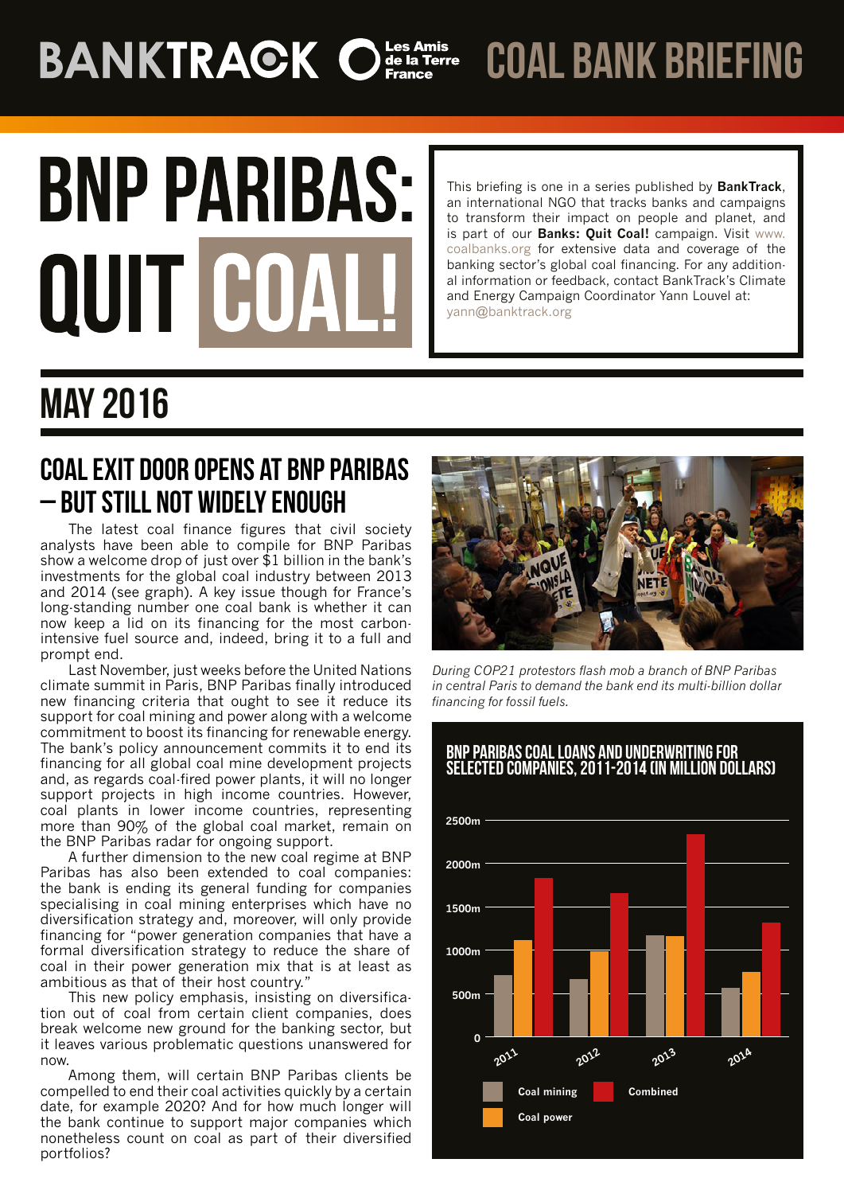# BANKTRACK · Les Amis de la Terre France · COAL BANK BRIEFING

# BNP PARIBAS: QUIT COAL!

This briefing is one in a series published by **BankTrack**, an international NGO that tracks banks and campaigns to transform their impact on people and planet, and is part of our **Banks: Quit Coal!** campaign. Visit www.coalbanks.org for extensive data and coverage of the banking sector's global coal financing. For any additional information or feedback, contact BankTrack's Climate and Energy Campaign Coordinator Yann Louvel at: yann@banktrack.org

## MAY 2016

## COAL EXIT DOOR OPENS AT BNP PARIBAS – BUT STILL NOT WIDELY ENOUGH

The latest coal finance figures that civil society analysts have been able to compile for BNP Paribas show a welcome drop of just over $1 billion in the bank's investments for the global coal industry between 2013 and 2014 (see graph). A key issue though for France's long-standing number one coal bank is whether it can now keep a lid on its financing for the most carbon-intensive fuel source and, indeed, bring it to a full and prompt end.

Last November, just weeks before the United Nations climate summit in Paris, BNP Paribas finally introduced new financing criteria that ought to see it reduce its support for coal mining and power along with a welcome commitment to boost its financing for renewable energy. The bank's policy announcement commits it to end its financing for all global coal mine development projects and, as regards coal-fired power plants, it will no longer support projects in high income countries. However, coal plants in lower income countries, representing more than 90% of the global coal market, remain on the BNP Paribas radar for ongoing support.

A further dimension to the new coal regime at BNP Paribas has also been extended to coal companies: the bank is ending its general funding for companies specialising in coal mining enterprises which have no diversification strategy and, moreover, will only provide financing for "power generation companies that have a formal diversification strategy to reduce the share of coal in their power generation mix that is at least as ambitious as that of their host country."

This new policy emphasis, insisting on diversification out of coal from certain client companies, does break welcome new ground for the banking sector, but it leaves various problematic questions unanswered for now.

Among them, will certain BNP Paribas clients be compelled to end their coal activities quickly by a certain date, for example 2020? And for how much longer will the bank continue to support major companies which nonetheless count on coal as part of their diversified portfolios?

*During COP21 protestors flash mob a branch of BNP Paribas in central Paris to demand the bank end its multi-billion dollar financing for fossil fuels.*

### BNP PARIBAS COAL LOANS AND UNDERWRITING FOR SELECTED COMPANIES, 2011-2014 (IN MILLION DOLLARS)

Legend: Coal mining, Coal power, Combined. Y-axis: 0 – 2500m. Years: 2011, 2012, 2013, 2014.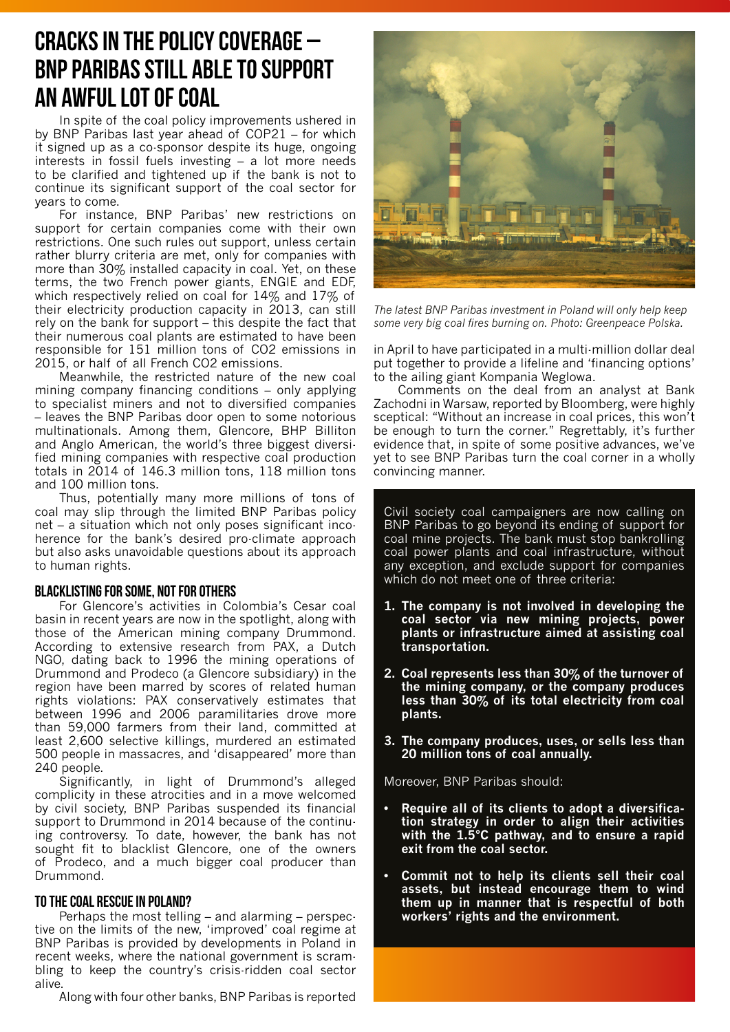# CRACKS IN THE POLICY COVERAGE – BNP PARIBAS STILL ABLE TO SUPPORT AN AWFUL LOT OF COAL

In spite of the coal policy improvements ushered in by BNP Paribas last year ahead of COP21 – for which it signed up as a co-sponsor despite its huge, ongoing interests in fossil fuels investing – a lot more needs to be clarified and tightened up if the bank is not to continue its significant support of the coal sector for years to come.

For instance, BNP Paribas' new restrictions on support for certain companies come with their own restrictions. One such rules out support, unless certain rather blurry criteria are met, only for companies with more than 30% installed capacity in coal. Yet, on these terms, the two French power giants, ENGIE and EDF, which respectively relied on coal for 14% and 17% of their electricity production capacity in 2013, can still rely on the bank for support – this despite the fact that their numerous coal plants are estimated to have been responsible for 151 million tons of $CO_2$ emissions in 2015, or half of all French $CO_2$ emissions.

Meanwhile, the restricted nature of the new coal mining company financing conditions – only applying to specialist miners and not to diversified companies – leaves the BNP Paribas door open to some notorious multinationals. Among them, Glencore, BHP Billiton and Anglo American, the world's three biggest diversified mining companies with respective coal production totals in 2014 of 146.3 million tons, 118 million tons and 100 million tons.

Thus, potentially many more millions of tons of coal may slip through the limited BNP Paribas policy net – a situation which not only poses significant incoherence for the bank's desired pro-climate approach but also asks unavoidable questions about its approach to human rights.

## BLACKLISTING FOR SOME, NOT FOR OTHERS

For Glencore's activities in Colombia's Cesar coal basin in recent years are now in the spotlight, along with those of the American mining company Drummond. According to extensive research from PAX, a Dutch NGO, dating back to 1996 the mining operations of Drummond and Prodeco (a Glencore subsidiary) in the region have been marred by scores of related human rights violations: PAX conservatively estimates that between 1996 and 2006 paramilitaries drove more than 59,000 farmers from their land, committed at least 2,600 selective killings, murdered an estimated 500 people in massacres, and 'disappeared' more than 240 people.

Significantly, in light of Drummond's alleged complicity in these atrocities and in a move welcomed by civil society, BNP Paribas suspended its financial support to Drummond in 2014 because of the continuing controversy. To date, however, the bank has not sought fit to blacklist Glencore, one of the owners of Prodeco, and a much bigger coal producer than Drummond.

## TO THE COAL RESCUE IN POLAND?

Perhaps the most telling – and alarming – perspective on the limits of the new, 'improved' coal regime at BNP Paribas is provided by developments in Poland in recent weeks, where the national government is scrambling to keep the country's crisis-ridden coal sector alive.

Along with four other banks, BNP Paribas is reported in April to have participated in a multi-million dollar deal put together to provide a lifeline and 'financing options' to the ailing giant Kompania Weglowa.

*The latest BNP Paribas investment in Poland will only help keep some very big coal fires burning on. Photo: Greenpeace Polska.*

Comments on the deal from an analyst at Bank Zachodni in Warsaw, reported by Bloomberg, were highly sceptical: "Without an increase in coal prices, this won't be enough to turn the corner." Regrettably, it's further evidence that, in spite of some positive advances, we've yet to see BNP Paribas turn the coal corner in a wholly convincing manner.

Civil society coal campaigners are now calling on BNP Paribas to go beyond its ending of support for coal mine projects. The bank must stop bankrolling coal power plants and coal infrastructure, without any exception, and exclude support for companies which do not meet one of three criteria:

1. **The company is not involved in developing the coal sector via new mining projects, power plants or infrastructure aimed at assisting coal transportation.**
2. **Coal represents less than 30% of the turnover of the mining company, or the company produces less than 30% of its total electricity from coal plants.**
3. **The company produces, uses, or sells less than 20 million tons of coal annually.**

Moreover, BNP Paribas should:

- **Require all of its clients to adopt a diversification strategy in order to align their activities with the 1.5°C pathway, and to ensure a rapid exit from the coal sector.**
- **Commit not to help its clients sell their coal assets, but instead encourage them to wind them up in manner that is respectful of both workers' rights and the environment.**